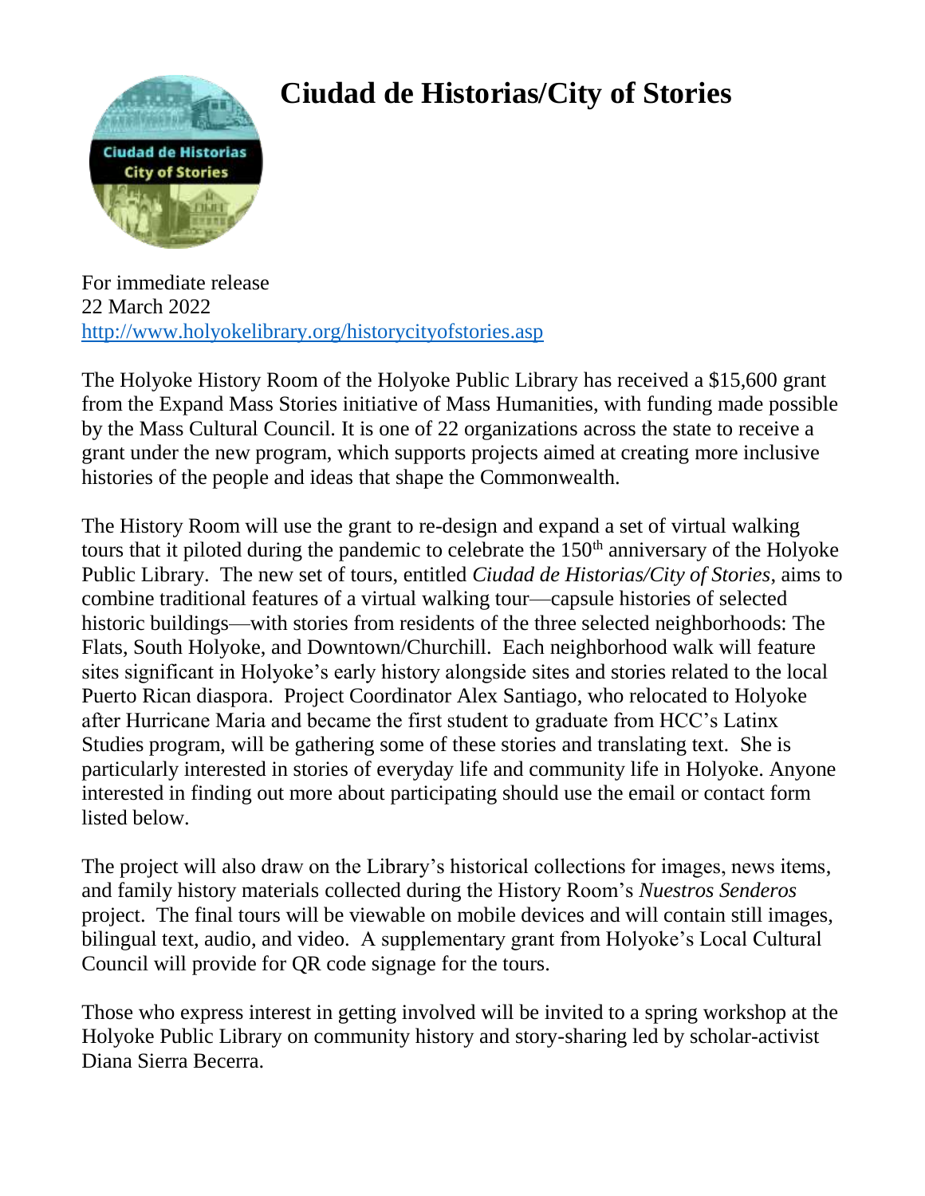# Ciudad de Historias/City of Stories

For immediate release
22 March 2022
http://www.holyokelibrary.org/historycityofstories.asp

The Holyoke History Room of the Holyoke Public Library has received a $15,600 grant from the Expand Mass Stories initiative of Mass Humanities, with funding made possible by the Mass Cultural Council. It is one of 22 organizations across the state to receive a grant under the new program, which supports projects aimed at creating more inclusive histories of the people and ideas that shape the Commonwealth.

The History Room will use the grant to re-design and expand a set of virtual walking tours that it piloted during the pandemic to celebrate the 150th anniversary of the Holyoke Public Library. The new set of tours, entitled *Ciudad de Historias/City of Stories*, aims to combine traditional features of a virtual walking tour—capsule histories of selected historic buildings—with stories from residents of the three selected neighborhoods: The Flats, South Holyoke, and Downtown/Churchill. Each neighborhood walk will feature sites significant in Holyoke's early history alongside sites and stories related to the local Puerto Rican diaspora. Project Coordinator Alex Santiago, who relocated to Holyoke after Hurricane Maria and became the first student to graduate from HCC's Latinx Studies program, will be gathering some of these stories and translating text. She is particularly interested in stories of everyday life and community life in Holyoke. Anyone interested in finding out more about participating should use the email or contact form listed below.

The project will also draw on the Library's historical collections for images, news items, and family history materials collected during the History Room's *Nuestros Senderos* project. The final tours will be viewable on mobile devices and will contain still images, bilingual text, audio, and video. A supplementary grant from Holyoke's Local Cultural Council will provide for QR code signage for the tours.

Those who express interest in getting involved will be invited to a spring workshop at the Holyoke Public Library on community history and story-sharing led by scholar-activist Diana Sierra Becerra.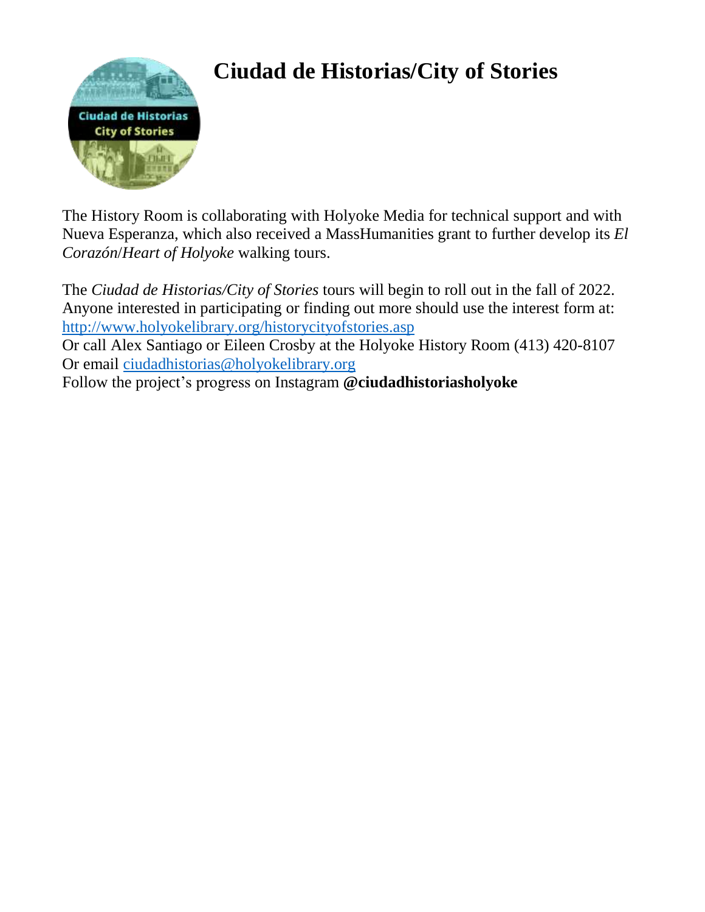# Ciudad de Historias/City of Stories

The History Room is collaborating with Holyoke Media for technical support and with Nueva Esperanza, which also received a MassHumanities grant to further develop its *El Corazón/Heart of Holyoke* walking tours.

The *Ciudad de Historias/City of Stories* tours will begin to roll out in the fall of 2022. Anyone interested in participating or finding out more should use the interest form at: [http://www.holyokelibrary.org/historycityofstories.asp](http://www.holyokelibrary.org/historycityofstories.asp)
Or call Alex Santiago or Eileen Crosby at the Holyoke History Room (413) 420-8107
Or email [ciudadhistorias@holyokelibrary.org](mailto:ciudadhistorias@holyokelibrary.org)
Follow the project's progress on Instagram **@ciudadhistoriasholyoke**